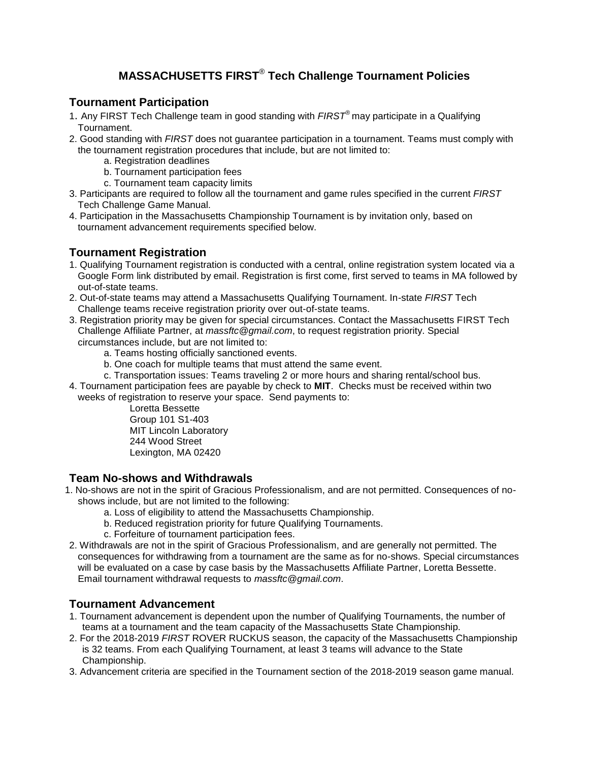# MASSACHUSETTS FIRST® Tech Challenge Tournament Policies

## Tournament Participation

1. Any FIRST Tech Challenge team in good standing with *FIRST®* may participate in a Qualifying Tournament.
2. Good standing with *FIRST* does not guarantee participation in a tournament. Teams must comply with the tournament registration procedures that include, but are not limited to:
   a. Registration deadlines
   b. Tournament participation fees
   c. Tournament team capacity limits
3. Participants are required to follow all the tournament and game rules specified in the current *FIRST* Tech Challenge Game Manual.
4. Participation in the Massachusetts Championship Tournament is by invitation only, based on tournament advancement requirements specified below.

## Tournament Registration

1. Qualifying Tournament registration is conducted with a central, online registration system located via a Google Form link distributed by email. Registration is first come, first served to teams in MA followed by out-of-state teams.
2. Out-of-state teams may attend a Massachusetts Qualifying Tournament. In-state *FIRST* Tech Challenge teams receive registration priority over out-of-state teams.
3. Registration priority may be given for special circumstances. Contact the Massachusetts FIRST Tech Challenge Affiliate Partner, at *massftc@gmail.com*, to request registration priority. Special circumstances include, but are not limited to:
   a. Teams hosting officially sanctioned events.
   b. One coach for multiple teams that must attend the same event.
   c. Transportation issues: Teams traveling 2 or more hours and sharing rental/school bus.
4. Tournament participation fees are payable by check to **MIT**. Checks must be received within two weeks of registration to reserve your space. Send payments to:

   Loretta Bessette
   Group 101 S1-403
   MIT Lincoln Laboratory
   244 Wood Street
   Lexington, MA 02420

## Team No-shows and Withdrawals

1. No-shows are not in the spirit of Gracious Professionalism, and are not permitted. Consequences of no-shows include, but are not limited to the following:
   a. Loss of eligibility to attend the Massachusetts Championship.
   b. Reduced registration priority for future Qualifying Tournaments.
   c. Forfeiture of tournament participation fees.
2. Withdrawals are not in the spirit of Gracious Professionalism, and are generally not permitted. The consequences for withdrawing from a tournament are the same as for no-shows. Special circumstances will be evaluated on a case by case basis by the Massachusetts Affiliate Partner, Loretta Bessette. Email tournament withdrawal requests to *massftc@gmail.com*.

## Tournament Advancement

1. Tournament advancement is dependent upon the number of Qualifying Tournaments, the number of teams at a tournament and the team capacity of the Massachusetts State Championship.
2. For the 2018-2019 *FIRST* ROVER RUCKUS season, the capacity of the Massachusetts Championship is 32 teams. From each Qualifying Tournament, at least 3 teams will advance to the State Championship.
3. Advancement criteria are specified in the Tournament section of the 2018-2019 season game manual.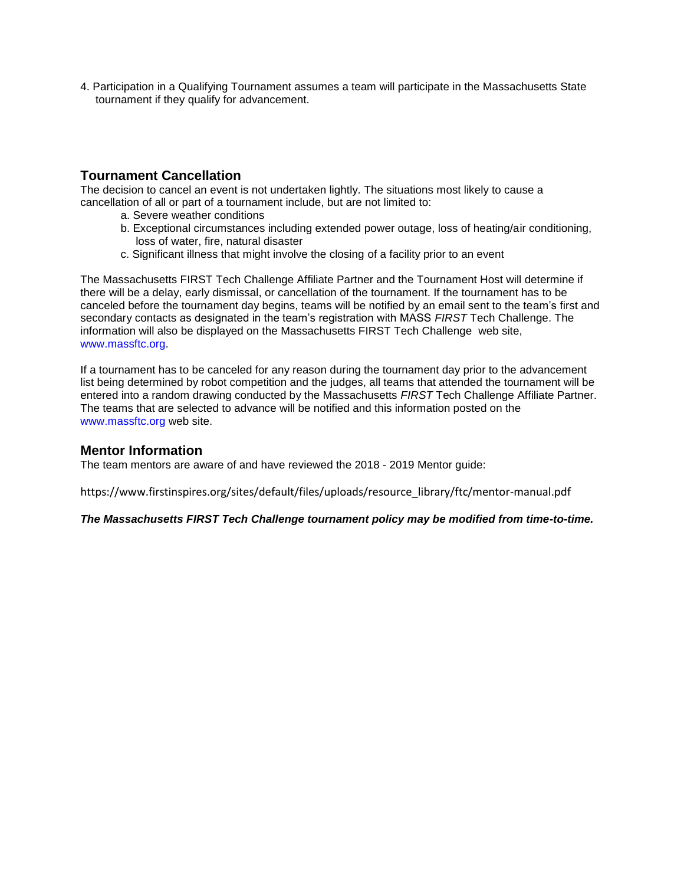4. Participation in a Qualifying Tournament assumes a team will participate in the Massachusetts State tournament if they qualify for advancement.

## Tournament Cancellation

The decision to cancel an event is not undertaken lightly. The situations most likely to cause a cancellation of all or part of a tournament include, but are not limited to:

a. Severe weather conditions
b. Exceptional circumstances including extended power outage, loss of heating/air conditioning, loss of water, fire, natural disaster
c. Significant illness that might involve the closing of a facility prior to an event

The Massachusetts FIRST Tech Challenge Affiliate Partner and the Tournament Host will determine if there will be a delay, early dismissal, or cancellation of the tournament. If the tournament has to be canceled before the tournament day begins, teams will be notified by an email sent to the team's first and secondary contacts as designated in the team's registration with MASS *FIRST* Tech Challenge. The information will also be displayed on the Massachusetts FIRST Tech Challenge web site, www.massftc.org.

If a tournament has to be canceled for any reason during the tournament day prior to the advancement list being determined by robot competition and the judges, all teams that attended the tournament will be entered into a random drawing conducted by the Massachusetts *FIRST* Tech Challenge Affiliate Partner. The teams that are selected to advance will be notified and this information posted on the www.massftc.org web site.

## Mentor Information

The team mentors are aware of and have reviewed the 2018 - 2019 Mentor guide:

https://www.firstinspires.org/sites/default/files/uploads/resource_library/ftc/mentor-manual.pdf

***The Massachusetts FIRST Tech Challenge tournament policy may be modified from time-to-time.***